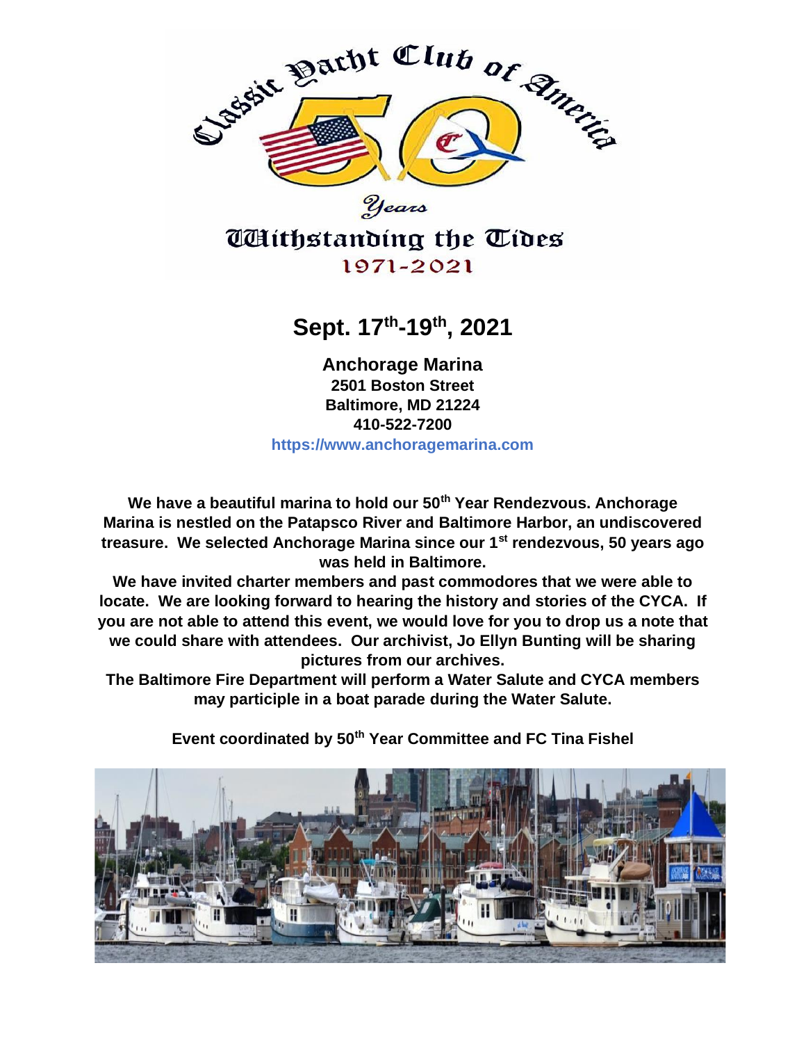Classic Yacht Club of America

# 50 Years

## Withstanding the Tides

1971-2021

## Sept. 17th-19th, 2021

**Anchorage Marina**
**2501 Boston Street**
**Baltimore, MD 21224**
**410-522-7200**
**https://www.anchoragemarina.com**

**We have a beautiful marina to hold our 50th Year Rendezvous. Anchorage Marina is nestled on the Patapsco River and Baltimore Harbor, an undiscovered treasure. We selected Anchorage Marina since our 1st rendezvous, 50 years ago was held in Baltimore.**

**We have invited charter members and past commodores that we were able to locate. We are looking forward to hearing the history and stories of the CYCA. If you are not able to attend this event, we would love for you to drop us a note that we could share with attendees. Our archivist, Jo Ellyn Bunting will be sharing pictures from our archives.**

**The Baltimore Fire Department will perform a Water Salute and CYCA members may participle in a boat parade during the Water Salute.**

**Event coordinated by 50th Year Committee and FC Tina Fishel**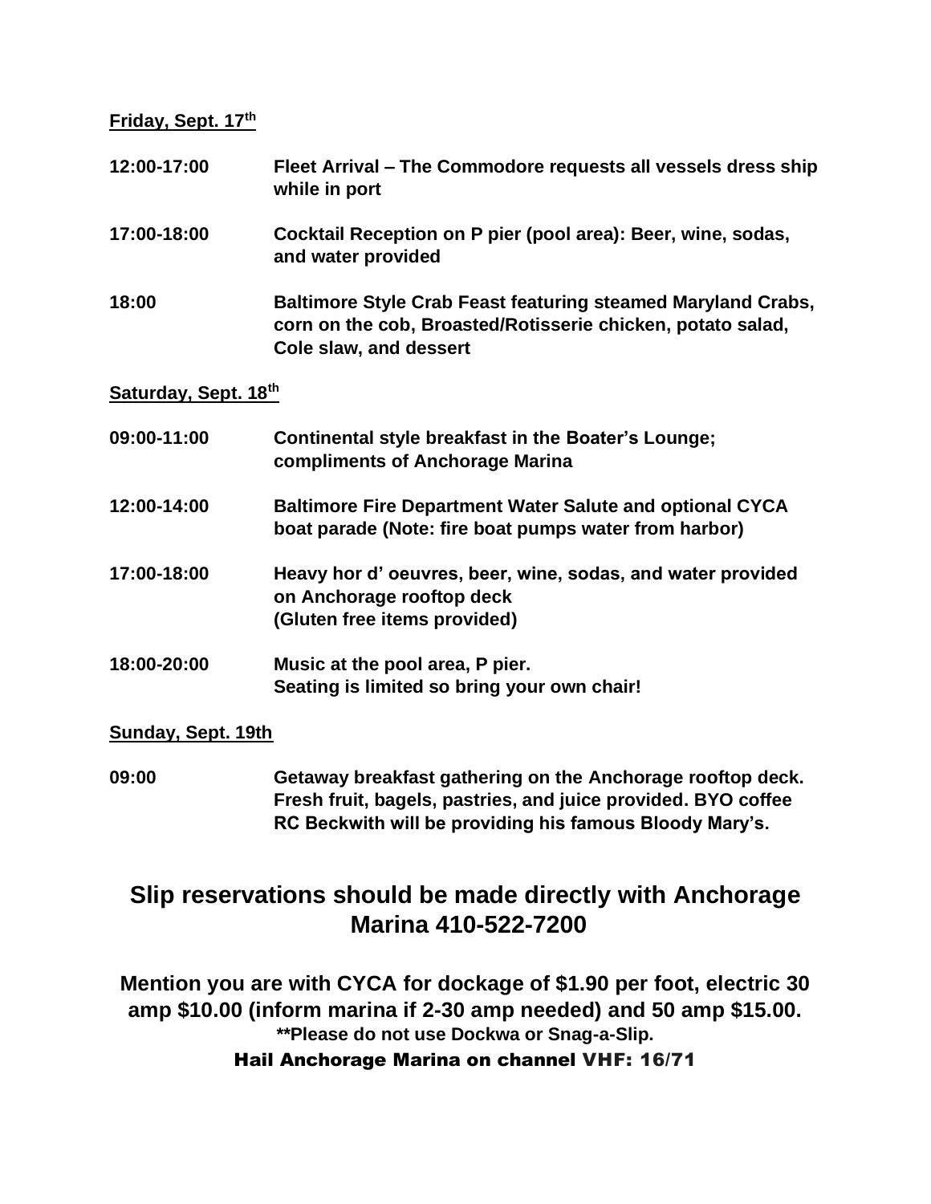**Friday, Sept. 17th**

**12:00-17:00** **Fleet Arrival – The Commodore requests all vessels dress ship while in port**

**17:00-18:00** **Cocktail Reception on P pier (pool area): Beer, wine, sodas, and water provided**

**18:00** **Baltimore Style Crab Feast featuring steamed Maryland Crabs, corn on the cob, Broasted/Rotisserie chicken, potato salad, Cole slaw, and dessert**

**Saturday, Sept. 18th**

**09:00-11:00** **Continental style breakfast in the Boater's Lounge; compliments of Anchorage Marina**

**12:00-14:00** **Baltimore Fire Department Water Salute and optional CYCA boat parade (Note: fire boat pumps water from harbor)**

**17:00-18:00** **Heavy hor d' oeuvres, beer, wine, sodas, and water provided on Anchorage rooftop deck (Gluten free items provided)**

**18:00-20:00** **Music at the pool area, P pier. Seating is limited so bring your own chair!**

**Sunday, Sept. 19th**

**09:00** **Getaway breakfast gathering on the Anchorage rooftop deck. Fresh fruit, bagels, pastries, and juice provided. BYO coffee RC Beckwith will be providing his famous Bloody Mary's.**

## Slip reservations should be made directly with Anchorage Marina 410-522-7200

**Mention you are with CYCA for dockage of $1.90 per foot, electric 30 amp $10.00 (inform marina if 2-30 amp needed) and 50 amp $15.00.**

**\*\*Please do not use Dockwa or Snag-a-Slip.**

**Hail Anchorage Marina on channel VHF: 16/71**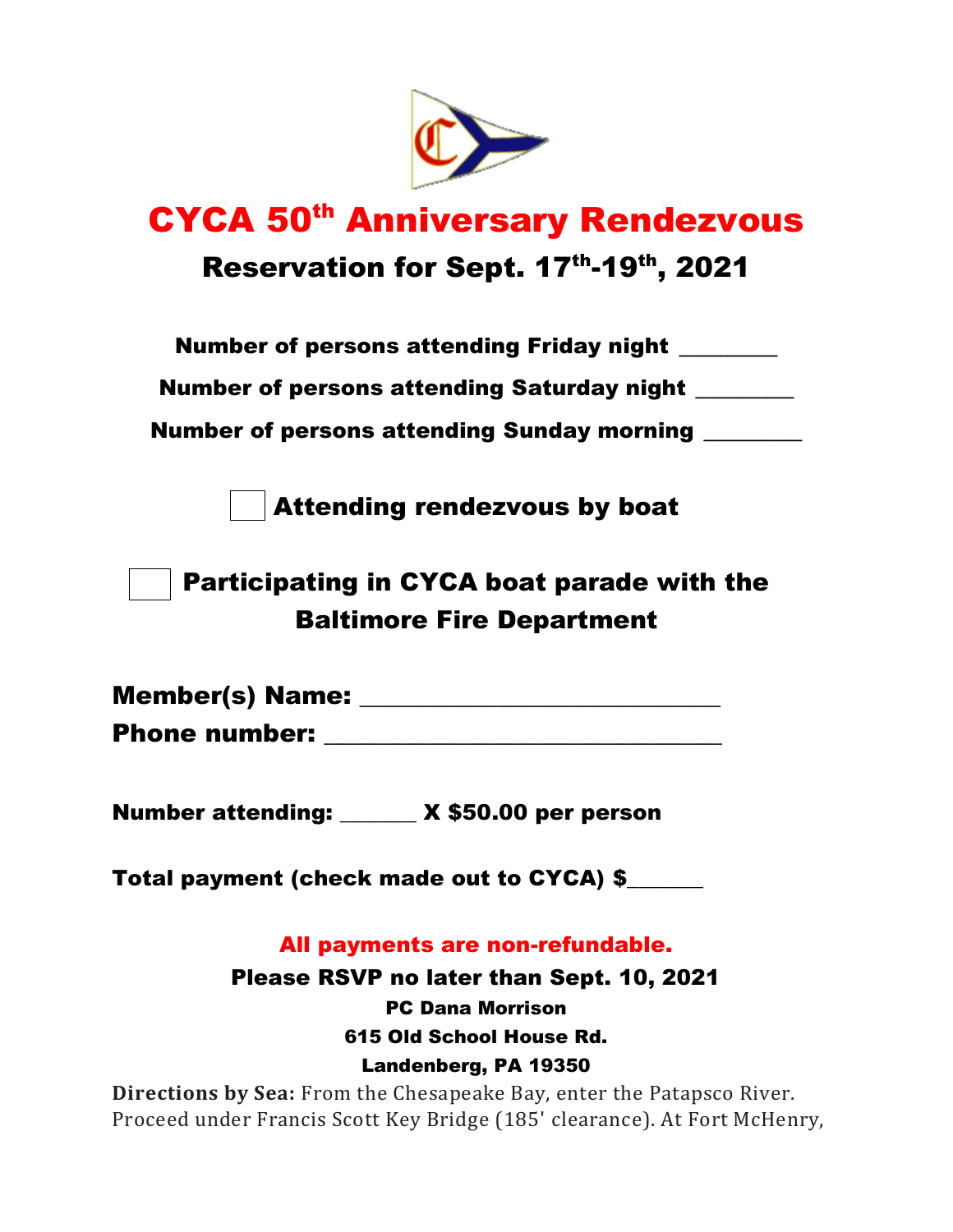# CYCA 50th Anniversary Rendezvous

## Reservation for Sept. 17th-19th, 2021

**Number of persons attending Friday night ________**

**Number of persons attending Saturday night ________**

**Number of persons attending Sunday morning ________**

☐ **Attending rendezvous by boat**

☐ **Participating in CYCA boat parade with the Baltimore Fire Department**

**Member(s) Name: ____________________________**

**Phone number: _______________________________**

**Number of persons attending: _______ X $50.00 per person**

**Total payment (check made out to CYCA) $_______**

**All payments are non-refundable.**

**Please RSVP no later than Sept. 10, 2021**

**PC Dana Morrison**
**615 Old School House Rd.**
**Landenberg, PA 19350**

**Directions by Sea:** From the Chesapeake Bay, enter the Patapsco River. Proceed under Francis Scott Key Bridge (185' clearance). At Fort McHenry,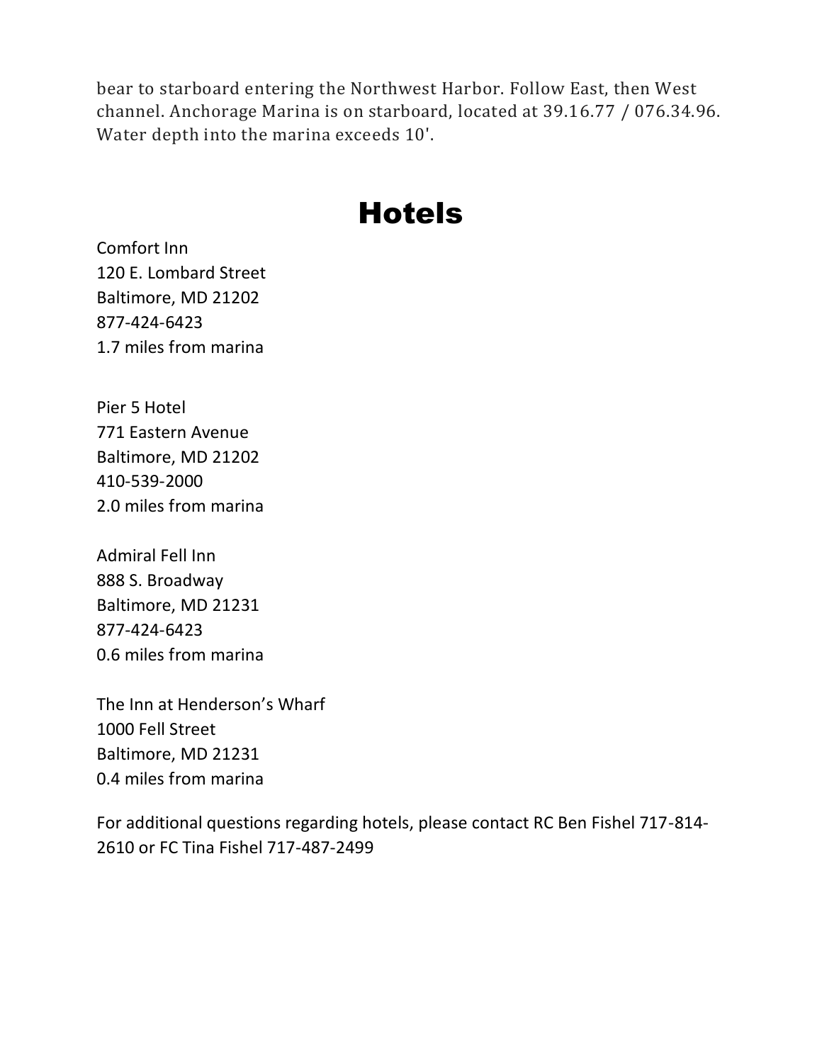bear to starboard entering the Northwest Harbor. Follow East, then West channel. Anchorage Marina is on starboard, located at 39.16.77 / 076.34.96. Water depth into the marina exceeds 10'.

# Hotels

Comfort Inn
120 E. Lombard Street
Baltimore, MD 21202
877-424-6423
1.7 miles from marina

Pier 5 Hotel
771 Eastern Avenue
Baltimore, MD 21202
410-539-2000
2.0 miles from marina

Admiral Fell Inn
888 S. Broadway
Baltimore, MD 21231
877-424-6423
0.6 miles from marina

The Inn at Henderson's Wharf
1000 Fell Street
Baltimore, MD 21231
0.4 miles from marina

For additional questions regarding hotels, please contact RC Ben Fishel 717-814-2610 or FC Tina Fishel 717-487-2499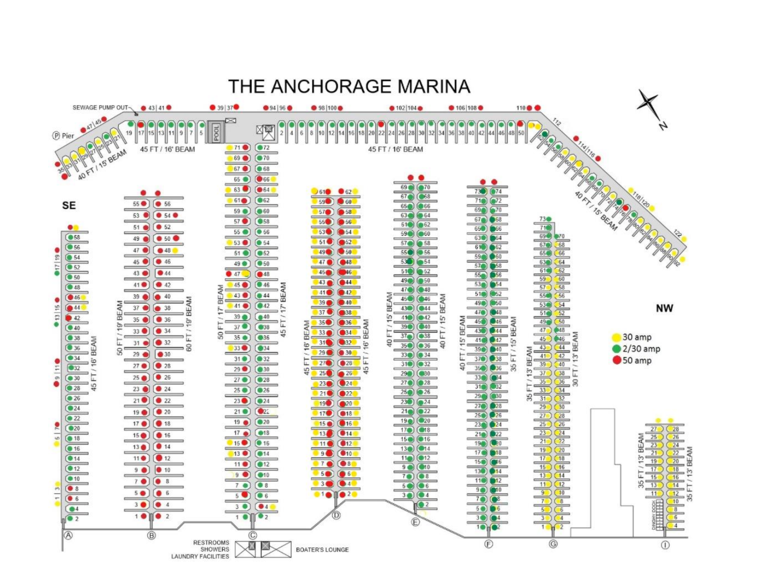# THE ANCHORAGE MARINA

SEWAGE PUMP OUT

Pier

POOL

40 FT / 15' BEAM

45 FT / 16' BEAM

45 FT / 16' BEAM

40 FT / 15' BEAM

SE

NW

45 FT / 16' BEAM

50 FT / 19' BEAM

60 FT / 19' BEAM

50 FT / 17' BEAM

45 FT / 17' BEAM

45 FT / 16' BEAM

45 FT / 16' BEAM

40 FT / 15' BEAM

40 FT / 15' BEAM

40 FT / 15' BEAM

35 FT / 15' BEAM

35 FT / 13' BEAM

30 FT / 13' BEAM

35 FT / 13' BEAM

35 FT / 13' BEAM

DINGHY DOCK

30 amp

2/30 amp

50 amp

A

B

C

D

E

F

G

I

RESTROOMS
SHOWERS
LAUNDRY FACILITIES

BOATER'S LOUNGE